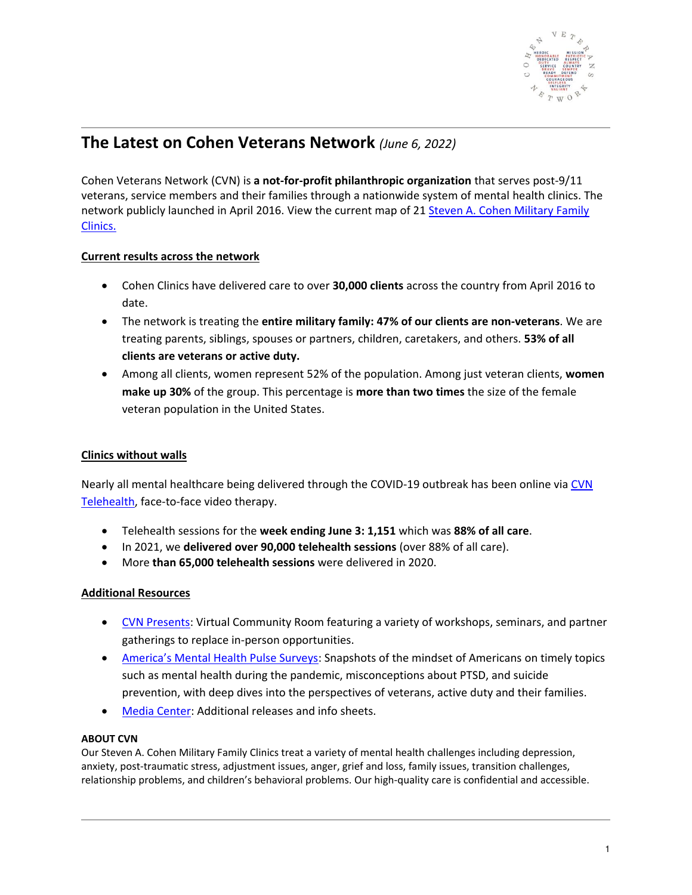# The Latest on Cohen Veterans Network *(June 6, 2022)*

Cohen Veterans Network (CVN) is **a not-for-profit philanthropic organization** that serves post-9/11 veterans, service members and their families through a nationwide system of mental health clinics. The network publicly launched in April 2016. View the current map of 21 Steven A. Cohen Military Family Clinics.

**Current results across the network**

- Cohen Clinics have delivered care to over **30,000 clients** across the country from April 2016 to date.
- The network is treating the **entire military family: 47% of our clients are non-veterans**. We are treating parents, siblings, spouses or partners, children, caretakers, and others. **53% of all clients are veterans or active duty.**
- Among all clients, women represent 52% of the population. Among just veteran clients, **women make up 30%** of the group. This percentage is **more than two times** the size of the female veteran population in the United States.

**Clinics without walls**

Nearly all mental healthcare being delivered through the COVID-19 outbreak has been online via CVN Telehealth, face-to-face video therapy.

- Telehealth sessions for the **week ending June 3: 1,151** which was **88% of all care**.
- In 2021, we **delivered over 90,000 telehealth sessions** (over 88% of all care).
- More **than 65,000 telehealth sessions** were delivered in 2020.

**Additional Resources**

- CVN Presents: Virtual Community Room featuring a variety of workshops, seminars, and partner gatherings to replace in-person opportunities.
- America's Mental Health Pulse Surveys: Snapshots of the mindset of Americans on timely topics such as mental health during the pandemic, misconceptions about PTSD, and suicide prevention, with deep dives into the perspectives of veterans, active duty and their families.
- Media Center: Additional releases and info sheets.

**ABOUT CVN**

Our Steven A. Cohen Military Family Clinics treat a variety of mental health challenges including depression, anxiety, post-traumatic stress, adjustment issues, anger, grief and loss, family issues, transition challenges, relationship problems, and children's behavioral problems. Our high-quality care is confidential and accessible.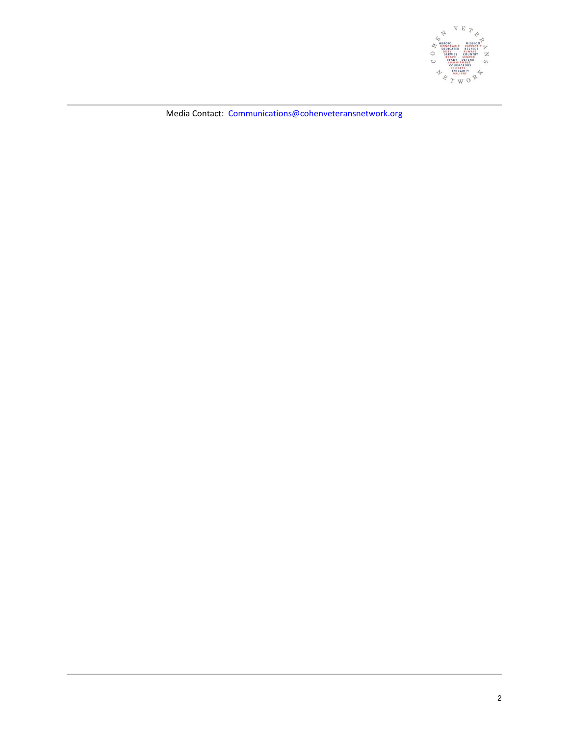Media Contact: Communications@cohenveteransnetwork.org